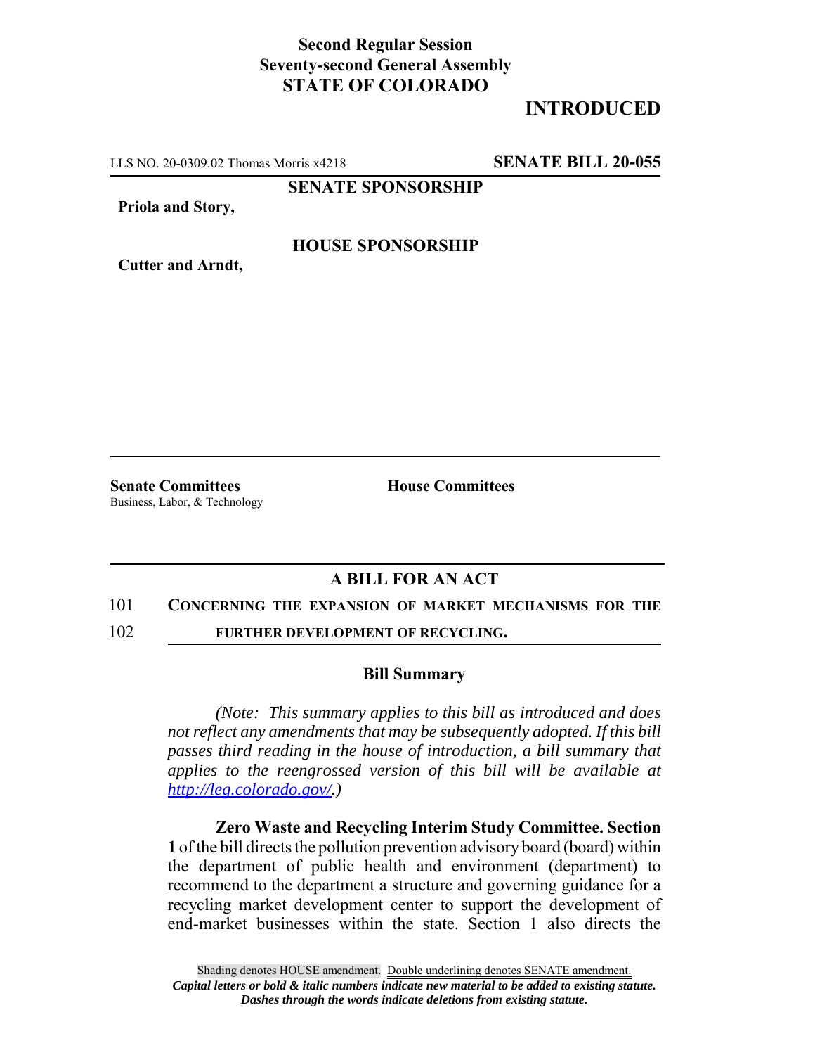**Second Regular Session**
**Seventy-second General Assembly**
**STATE OF COLORADO**

# INTRODUCED

LLS NO. 20-0309.02 Thomas Morris x4218 **SENATE BILL 20-055**

**SENATE SPONSORSHIP**

**Priola and Story,**

**HOUSE SPONSORSHIP**

**Cutter and Arndt,**

**Senate Committees**
Business, Labor, & Technology

**House Committees**

## A BILL FOR AN ACT

101 **CONCERNING THE EXPANSION OF MARKET MECHANISMS FOR THE**
102 **FURTHER DEVELOPMENT OF RECYCLING.**

### Bill Summary

*(Note: This summary applies to this bill as introduced and does not reflect any amendments that may be subsequently adopted. If this bill passes third reading in the house of introduction, a bill summary that applies to the reengrossed version of this bill will be available at http://leg.colorado.gov/.)*

**Zero Waste and Recycling Interim Study Committee. Section 1** of the bill directs the pollution prevention advisory board (board) within the department of public health and environment (department) to recommend to the department a structure and governing guidance for a recycling market development center to support the development of end-market businesses within the state. Section 1 also directs the

Shading denotes HOUSE amendment. Double underlining denotes SENATE amendment.
*Capital letters or bold & italic numbers indicate new material to be added to existing statute.*
*Dashes through the words indicate deletions from existing statute.*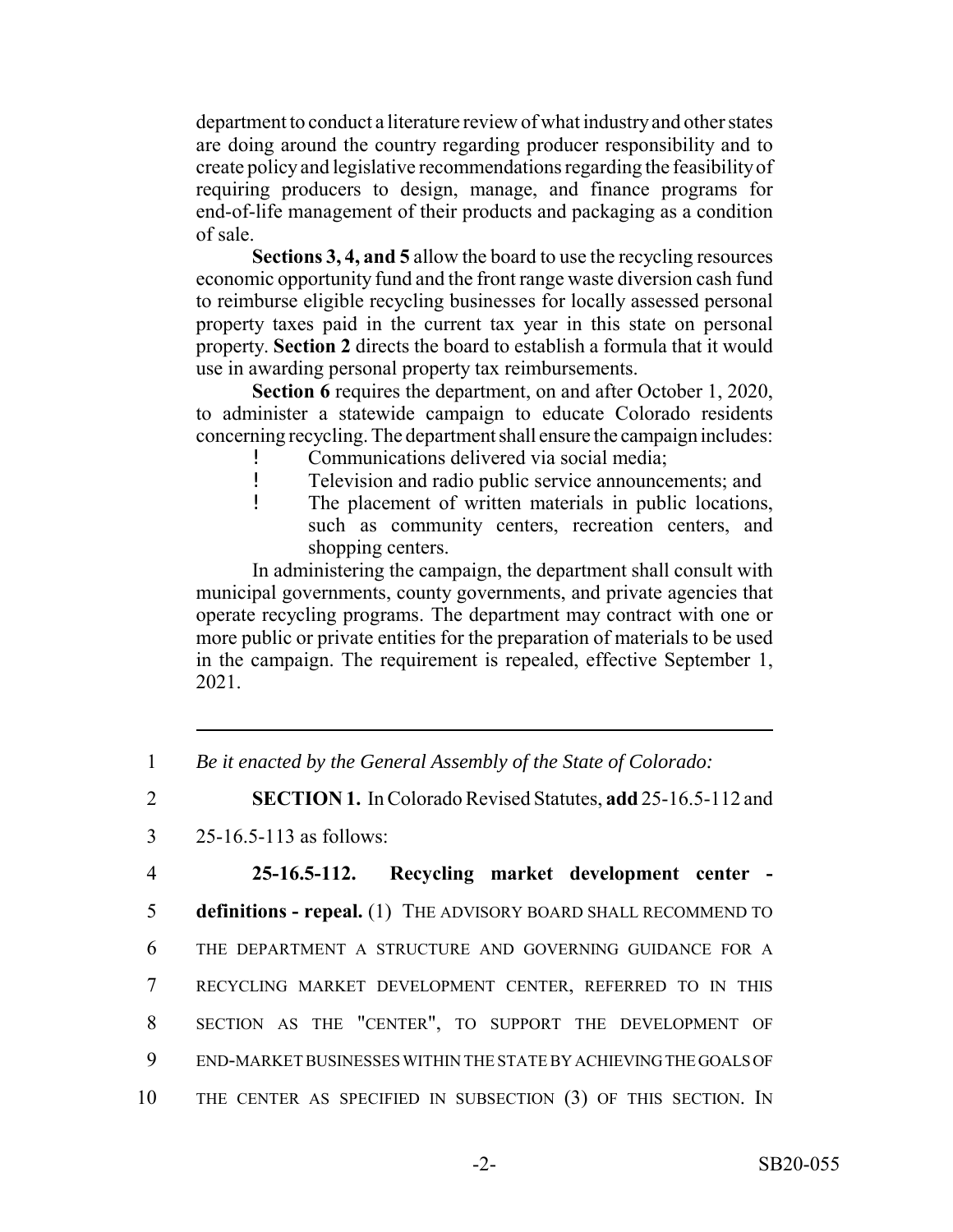department to conduct a literature review of what industry and other states are doing around the country regarding producer responsibility and to create policy and legislative recommendations regarding the feasibility of requiring producers to design, manage, and finance programs for end-of-life management of their products and packaging as a condition of sale.

**Sections 3, 4, and 5** allow the board to use the recycling resources economic opportunity fund and the front range waste diversion cash fund to reimburse eligible recycling businesses for locally assessed personal property taxes paid in the current tax year in this state on personal property. **Section 2** directs the board to establish a formula that it would use in awarding personal property tax reimbursements.

**Section 6** requires the department, on and after October 1, 2020, to administer a statewide campaign to educate Colorado residents concerning recycling. The department shall ensure the campaign includes:

- Communications delivered via social media;
- Television and radio public service announcements; and
- The placement of written materials in public locations, such as community centers, recreation centers, and shopping centers.

In administering the campaign, the department shall consult with municipal governments, county governments, and private agencies that operate recycling programs. The department may contract with one or more public or private entities for the preparation of materials to be used in the campaign. The requirement is repealed, effective September 1, 2021.

---

1 *Be it enacted by the General Assembly of the State of Colorado:*

2 **SECTION 1.** In Colorado Revised Statutes, **add** 25-16.5-112 and

3 25-16.5-113 as follows:

4 **25-16.5-112. Recycling market development center -**

5 **definitions - repeal.** (1) THE ADVISORY BOARD SHALL RECOMMEND TO

6 THE DEPARTMENT A STRUCTURE AND GOVERNING GUIDANCE FOR A

7 RECYCLING MARKET DEVELOPMENT CENTER, REFERRED TO IN THIS

8 SECTION AS THE "CENTER", TO SUPPORT THE DEVELOPMENT OF

9 END-MARKET BUSINESSES WITHIN THE STATE BY ACHIEVING THE GOALS OF

10 THE CENTER AS SPECIFIED IN SUBSECTION (3) OF THIS SECTION. IN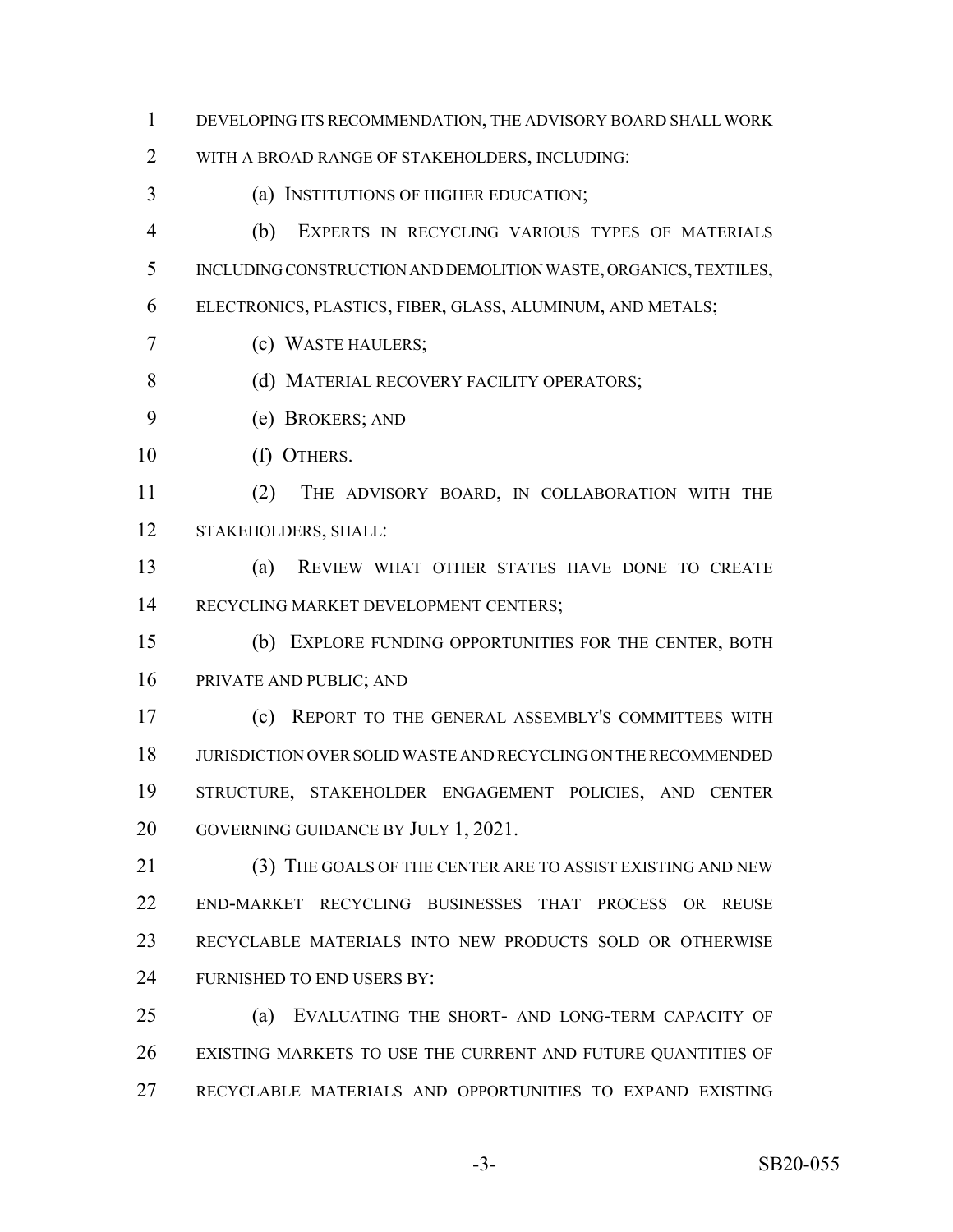DEVELOPING ITS RECOMMENDATION, THE ADVISORY BOARD SHALL WORK WITH A BROAD RANGE OF STAKEHOLDERS, INCLUDING:

(a) INSTITUTIONS OF HIGHER EDUCATION;

(b) EXPERTS IN RECYCLING VARIOUS TYPES OF MATERIALS INCLUDING CONSTRUCTION AND DEMOLITION WASTE, ORGANICS, TEXTILES, ELECTRONICS, PLASTICS, FIBER, GLASS, ALUMINUM, AND METALS;

(c) WASTE HAULERS;

(d) MATERIAL RECOVERY FACILITY OPERATORS;

(e) BROKERS; AND

(f) OTHERS.

(2) THE ADVISORY BOARD, IN COLLABORATION WITH THE STAKEHOLDERS, SHALL:

(a) REVIEW WHAT OTHER STATES HAVE DONE TO CREATE RECYCLING MARKET DEVELOPMENT CENTERS;

(b) EXPLORE FUNDING OPPORTUNITIES FOR THE CENTER, BOTH PRIVATE AND PUBLIC; AND

(c) REPORT TO THE GENERAL ASSEMBLY'S COMMITTEES WITH JURISDICTION OVER SOLID WASTE AND RECYCLING ON THE RECOMMENDED STRUCTURE, STAKEHOLDER ENGAGEMENT POLICIES, AND CENTER GOVERNING GUIDANCE BY JULY 1, 2021.

(3) THE GOALS OF THE CENTER ARE TO ASSIST EXISTING AND NEW END-MARKET RECYCLING BUSINESSES THAT PROCESS OR REUSE RECYCLABLE MATERIALS INTO NEW PRODUCTS SOLD OR OTHERWISE FURNISHED TO END USERS BY:

(a) EVALUATING THE SHORT- AND LONG-TERM CAPACITY OF EXISTING MARKETS TO USE THE CURRENT AND FUTURE QUANTITIES OF RECYCLABLE MATERIALS AND OPPORTUNITIES TO EXPAND EXISTING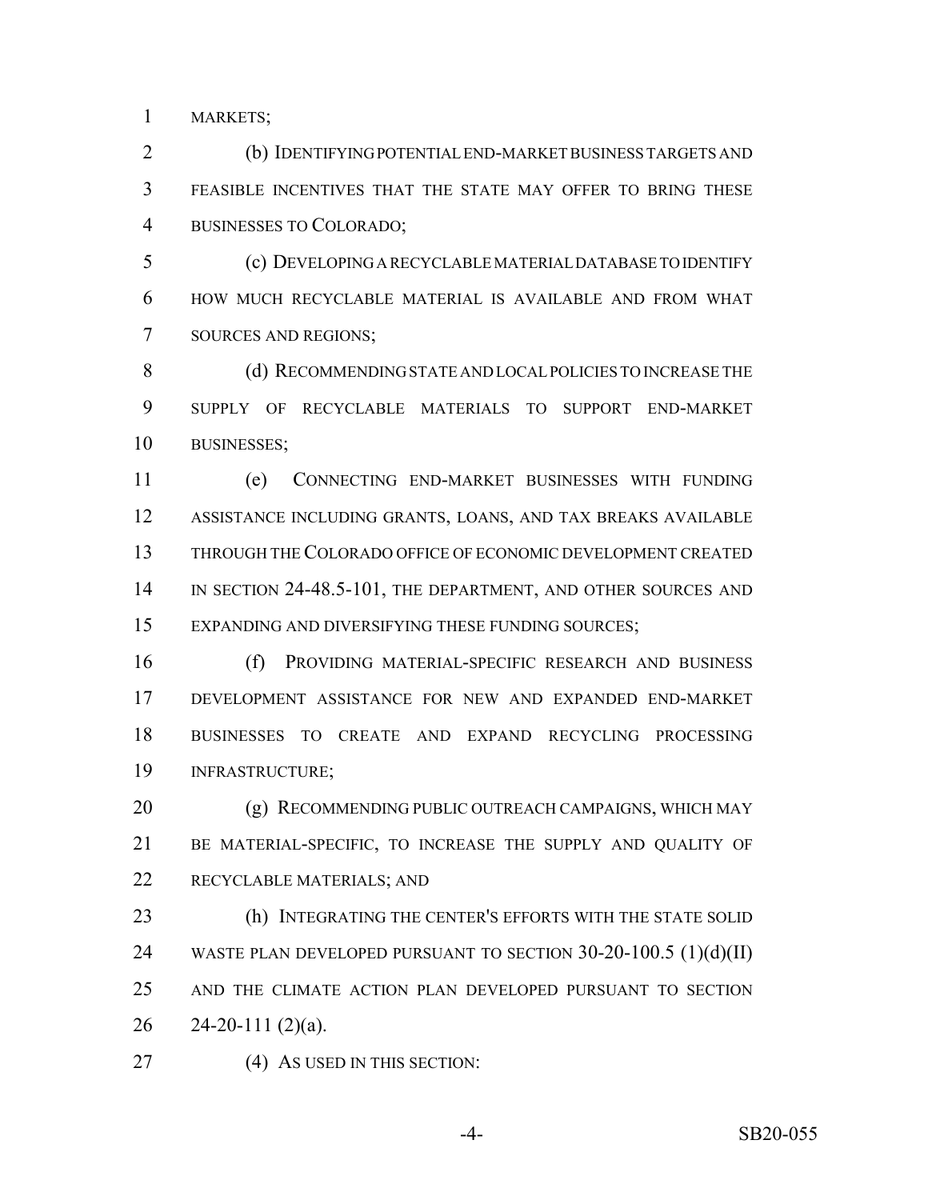MARKETS;

(b) IDENTIFYING POTENTIAL END-MARKET BUSINESS TARGETS AND FEASIBLE INCENTIVES THAT THE STATE MAY OFFER TO BRING THESE BUSINESSES TO COLORADO;

(c) DEVELOPING A RECYCLABLE MATERIAL DATABASE TO IDENTIFY HOW MUCH RECYCLABLE MATERIAL IS AVAILABLE AND FROM WHAT SOURCES AND REGIONS;

(d) RECOMMENDING STATE AND LOCAL POLICIES TO INCREASE THE SUPPLY OF RECYCLABLE MATERIALS TO SUPPORT END-MARKET BUSINESSES;

(e) CONNECTING END-MARKET BUSINESSES WITH FUNDING ASSISTANCE INCLUDING GRANTS, LOANS, AND TAX BREAKS AVAILABLE THROUGH THE COLORADO OFFICE OF ECONOMIC DEVELOPMENT CREATED IN SECTION 24-48.5-101, THE DEPARTMENT, AND OTHER SOURCES AND EXPANDING AND DIVERSIFYING THESE FUNDING SOURCES;

(f) PROVIDING MATERIAL-SPECIFIC RESEARCH AND BUSINESS DEVELOPMENT ASSISTANCE FOR NEW AND EXPANDED END-MARKET BUSINESSES TO CREATE AND EXPAND RECYCLING PROCESSING INFRASTRUCTURE;

(g) RECOMMENDING PUBLIC OUTREACH CAMPAIGNS, WHICH MAY BE MATERIAL-SPECIFIC, TO INCREASE THE SUPPLY AND QUALITY OF RECYCLABLE MATERIALS; AND

(h) INTEGRATING THE CENTER'S EFFORTS WITH THE STATE SOLID WASTE PLAN DEVELOPED PURSUANT TO SECTION 30-20-100.5 (1)(d)(II) AND THE CLIMATE ACTION PLAN DEVELOPED PURSUANT TO SECTION 24-20-111 (2)(a).

(4) AS USED IN THIS SECTION: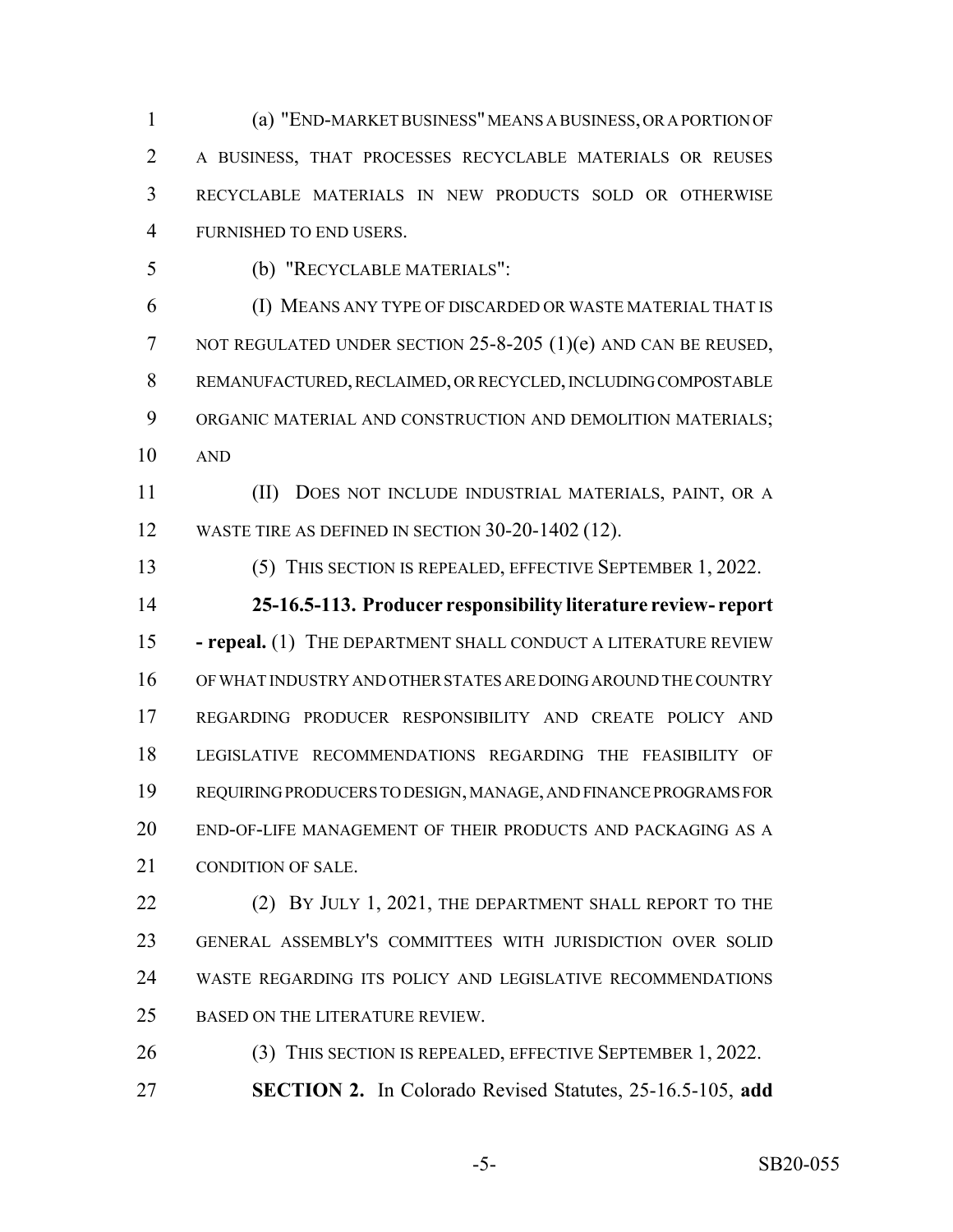(a) "END-MARKET BUSINESS" MEANS A BUSINESS, OR A PORTION OF A BUSINESS, THAT PROCESSES RECYCLABLE MATERIALS OR REUSES RECYCLABLE MATERIALS IN NEW PRODUCTS SOLD OR OTHERWISE FURNISHED TO END USERS.

(b) "RECYCLABLE MATERIALS":

(I) MEANS ANY TYPE OF DISCARDED OR WASTE MATERIAL THAT IS NOT REGULATED UNDER SECTION 25-8-205 (1)(e) AND CAN BE REUSED, REMANUFACTURED, RECLAIMED, OR RECYCLED, INCLUDING COMPOSTABLE ORGANIC MATERIAL AND CONSTRUCTION AND DEMOLITION MATERIALS; AND

(II) DOES NOT INCLUDE INDUSTRIAL MATERIALS, PAINT, OR A WASTE TIRE AS DEFINED IN SECTION 30-20-1402 (12).

(5) THIS SECTION IS REPEALED, EFFECTIVE SEPTEMBER 1, 2022.

**25-16.5-113. Producer responsibility literature review- report - repeal.** (1) THE DEPARTMENT SHALL CONDUCT A LITERATURE REVIEW OF WHAT INDUSTRY AND OTHER STATES ARE DOING AROUND THE COUNTRY REGARDING PRODUCER RESPONSIBILITY AND CREATE POLICY AND LEGISLATIVE RECOMMENDATIONS REGARDING THE FEASIBILITY OF REQUIRING PRODUCERS TO DESIGN, MANAGE, AND FINANCE PROGRAMS FOR END-OF-LIFE MANAGEMENT OF THEIR PRODUCTS AND PACKAGING AS A CONDITION OF SALE.

(2) BY JULY 1, 2021, THE DEPARTMENT SHALL REPORT TO THE GENERAL ASSEMBLY'S COMMITTEES WITH JURISDICTION OVER SOLID WASTE REGARDING ITS POLICY AND LEGISLATIVE RECOMMENDATIONS BASED ON THE LITERATURE REVIEW.

(3) THIS SECTION IS REPEALED, EFFECTIVE SEPTEMBER 1, 2022.

**SECTION 2.** In Colorado Revised Statutes, 25-16.5-105, **add**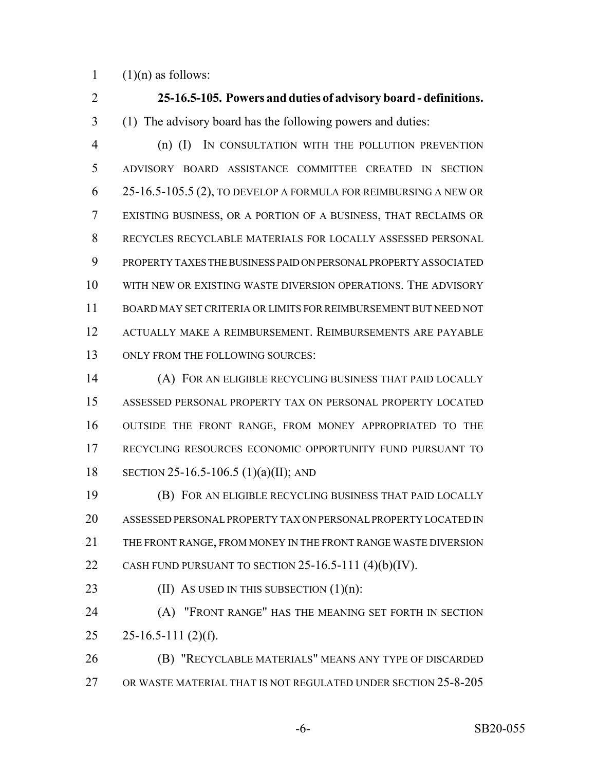(1)(n) as follows:

**25-16.5-105. Powers and duties of advisory board - definitions.** (1) The advisory board has the following powers and duties:

(n) (I) IN CONSULTATION WITH THE POLLUTION PREVENTION ADVISORY BOARD ASSISTANCE COMMITTEE CREATED IN SECTION 25-16.5-105.5 (2), TO DEVELOP A FORMULA FOR REIMBURSING A NEW OR EXISTING BUSINESS, OR A PORTION OF A BUSINESS, THAT RECLAIMS OR RECYCLES RECYCLABLE MATERIALS FOR LOCALLY ASSESSED PERSONAL PROPERTY TAXES THE BUSINESS PAID ON PERSONAL PROPERTY ASSOCIATED WITH NEW OR EXISTING WASTE DIVERSION OPERATIONS. THE ADVISORY BOARD MAY SET CRITERIA OR LIMITS FOR REIMBURSEMENT BUT NEED NOT ACTUALLY MAKE A REIMBURSEMENT. REIMBURSEMENTS ARE PAYABLE ONLY FROM THE FOLLOWING SOURCES:

(A) FOR AN ELIGIBLE RECYCLING BUSINESS THAT PAID LOCALLY ASSESSED PERSONAL PROPERTY TAX ON PERSONAL PROPERTY LOCATED OUTSIDE THE FRONT RANGE, FROM MONEY APPROPRIATED TO THE RECYCLING RESOURCES ECONOMIC OPPORTUNITY FUND PURSUANT TO SECTION 25-16.5-106.5 (1)(a)(II); AND

(B) FOR AN ELIGIBLE RECYCLING BUSINESS THAT PAID LOCALLY ASSESSED PERSONAL PROPERTY TAX ON PERSONAL PROPERTY LOCATED IN THE FRONT RANGE, FROM MONEY IN THE FRONT RANGE WASTE DIVERSION CASH FUND PURSUANT TO SECTION 25-16.5-111 (4)(b)(IV).

(II) AS USED IN THIS SUBSECTION (1)(n):

(A) "FRONT RANGE" HAS THE MEANING SET FORTH IN SECTION 25-16.5-111 (2)(f).

(B) "RECYCLABLE MATERIALS" MEANS ANY TYPE OF DISCARDED OR WASTE MATERIAL THAT IS NOT REGULATED UNDER SECTION 25-8-205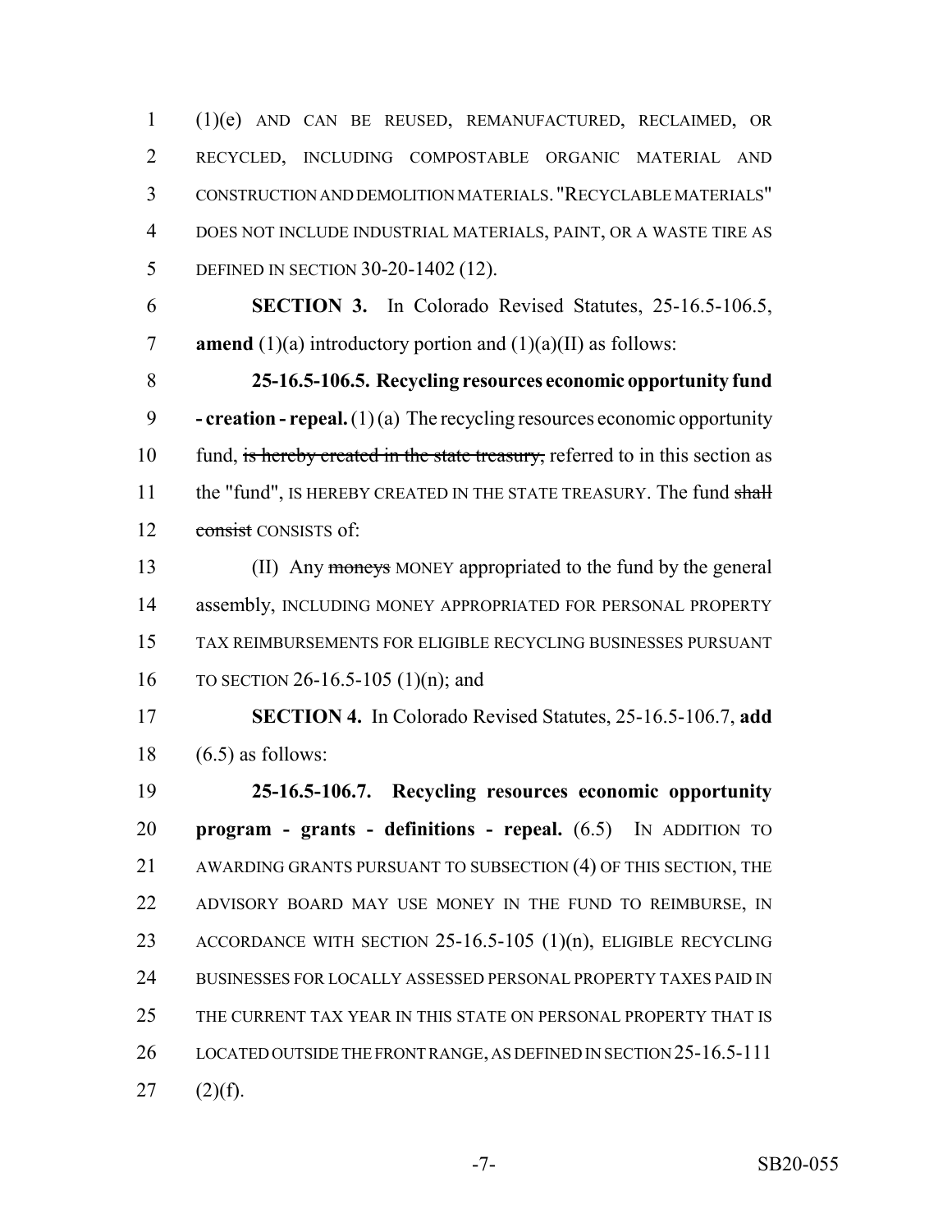(1)(e) AND CAN BE REUSED, REMANUFACTURED, RECLAIMED, OR RECYCLED, INCLUDING COMPOSTABLE ORGANIC MATERIAL AND CONSTRUCTION AND DEMOLITION MATERIALS. "RECYCLABLE MATERIALS" DOES NOT INCLUDE INDUSTRIAL MATERIALS, PAINT, OR A WASTE TIRE AS DEFINED IN SECTION 30-20-1402 (12).

**SECTION 3.** In Colorado Revised Statutes, 25-16.5-106.5, **amend** (1)(a) introductory portion and (1)(a)(II) as follows:

**25-16.5-106.5. Recycling resources economic opportunity fund - creation - repeal.** (1) (a) The recycling resources economic opportunity fund, ~~is hereby created in the state treasury,~~ referred to in this section as the "fund", IS HEREBY CREATED IN THE STATE TREASURY. The fund ~~shall consist~~ CONSISTS of:

(II) Any ~~moneys~~ MONEY appropriated to the fund by the general assembly, INCLUDING MONEY APPROPRIATED FOR PERSONAL PROPERTY TAX REIMBURSEMENTS FOR ELIGIBLE RECYCLING BUSINESSES PURSUANT TO SECTION 26-16.5-105 (1)(n); and

**SECTION 4.** In Colorado Revised Statutes, 25-16.5-106.7, **add** (6.5) as follows:

**25-16.5-106.7. Recycling resources economic opportunity program - grants - definitions - repeal.** (6.5) IN ADDITION TO AWARDING GRANTS PURSUANT TO SUBSECTION (4) OF THIS SECTION, THE ADVISORY BOARD MAY USE MONEY IN THE FUND TO REIMBURSE, IN ACCORDANCE WITH SECTION 25-16.5-105 (1)(n), ELIGIBLE RECYCLING BUSINESSES FOR LOCALLY ASSESSED PERSONAL PROPERTY TAXES PAID IN THE CURRENT TAX YEAR IN THIS STATE ON PERSONAL PROPERTY THAT IS LOCATED OUTSIDE THE FRONT RANGE, AS DEFINED IN SECTION 25-16.5-111 (2)(f).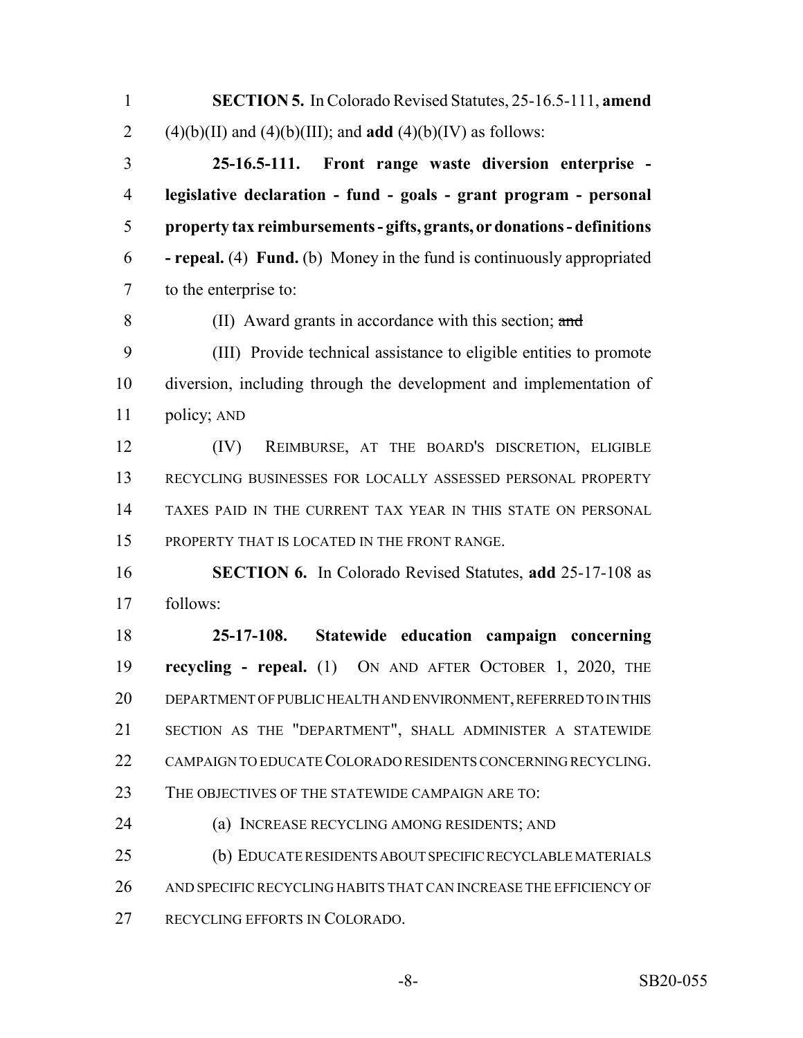**SECTION 5.** In Colorado Revised Statutes, 25-16.5-111, **amend** (4)(b)(II) and (4)(b)(III); and **add** (4)(b)(IV) as follows:

**25-16.5-111. Front range waste diversion enterprise - legislative declaration - fund - goals - grant program - personal property tax reimbursements - gifts, grants, or donations - definitions - repeal.** (4) **Fund.** (b) Money in the fund is continuously appropriated to the enterprise to:

(II) Award grants in accordance with this section; ~~and~~

(III) Provide technical assistance to eligible entities to promote diversion, including through the development and implementation of policy; AND

(IV) REIMBURSE, AT THE BOARD'S DISCRETION, ELIGIBLE RECYCLING BUSINESSES FOR LOCALLY ASSESSED PERSONAL PROPERTY TAXES PAID IN THE CURRENT TAX YEAR IN THIS STATE ON PERSONAL PROPERTY THAT IS LOCATED IN THE FRONT RANGE.

**SECTION 6.** In Colorado Revised Statutes, **add** 25-17-108 as follows:

**25-17-108. Statewide education campaign concerning recycling - repeal.** (1) ON AND AFTER OCTOBER 1, 2020, THE DEPARTMENT OF PUBLIC HEALTH AND ENVIRONMENT, REFERRED TO IN THIS SECTION AS THE "DEPARTMENT", SHALL ADMINISTER A STATEWIDE CAMPAIGN TO EDUCATE COLORADO RESIDENTS CONCERNING RECYCLING. THE OBJECTIVES OF THE STATEWIDE CAMPAIGN ARE TO:

(a) INCREASE RECYCLING AMONG RESIDENTS; AND

(b) EDUCATE RESIDENTS ABOUT SPECIFIC RECYCLABLE MATERIALS AND SPECIFIC RECYCLING HABITS THAT CAN INCREASE THE EFFICIENCY OF RECYCLING EFFORTS IN COLORADO.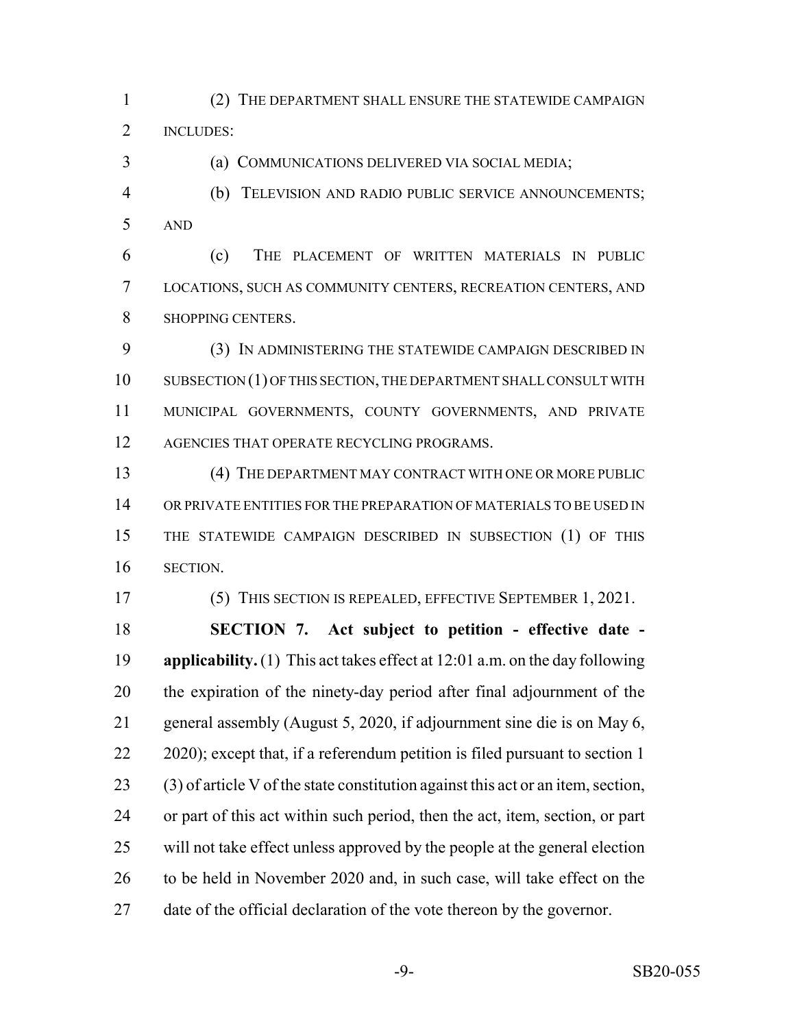(2) THE DEPARTMENT SHALL ENSURE THE STATEWIDE CAMPAIGN INCLUDES:

(a) COMMUNICATIONS DELIVERED VIA SOCIAL MEDIA;

(b) TELEVISION AND RADIO PUBLIC SERVICE ANNOUNCEMENTS; AND

(c) THE PLACEMENT OF WRITTEN MATERIALS IN PUBLIC LOCATIONS, SUCH AS COMMUNITY CENTERS, RECREATION CENTERS, AND SHOPPING CENTERS.

(3) IN ADMINISTERING THE STATEWIDE CAMPAIGN DESCRIBED IN SUBSECTION (1) OF THIS SECTION, THE DEPARTMENT SHALL CONSULT WITH MUNICIPAL GOVERNMENTS, COUNTY GOVERNMENTS, AND PRIVATE AGENCIES THAT OPERATE RECYCLING PROGRAMS.

(4) THE DEPARTMENT MAY CONTRACT WITH ONE OR MORE PUBLIC OR PRIVATE ENTITIES FOR THE PREPARATION OF MATERIALS TO BE USED IN THE STATEWIDE CAMPAIGN DESCRIBED IN SUBSECTION (1) OF THIS SECTION.

(5) THIS SECTION IS REPEALED, EFFECTIVE SEPTEMBER 1, 2021.

**SECTION 7. Act subject to petition - effective date - applicability.** (1) This act takes effect at 12:01 a.m. on the day following the expiration of the ninety-day period after final adjournment of the general assembly (August 5, 2020, if adjournment sine die is on May 6, 2020); except that, if a referendum petition is filed pursuant to section 1 (3) of article V of the state constitution against this act or an item, section, or part of this act within such period, then the act, item, section, or part will not take effect unless approved by the people at the general election to be held in November 2020 and, in such case, will take effect on the date of the official declaration of the vote thereon by the governor.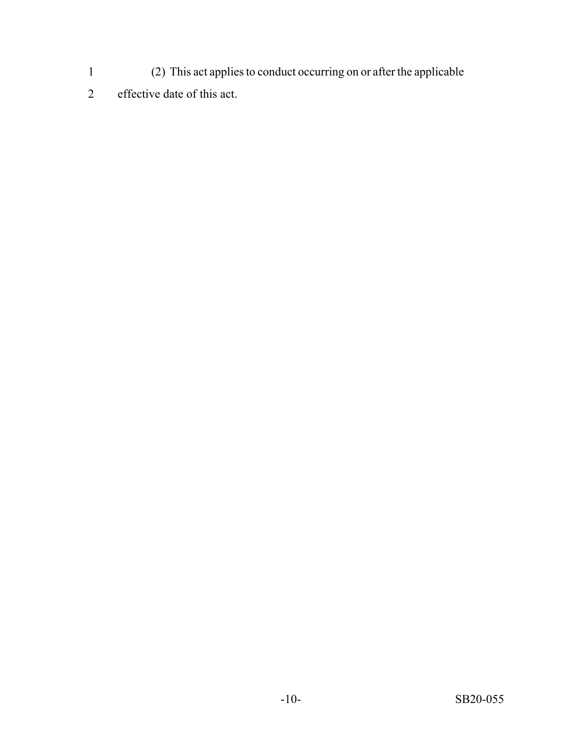(2) This act applies to conduct occurring on or after the applicable effective date of this act.